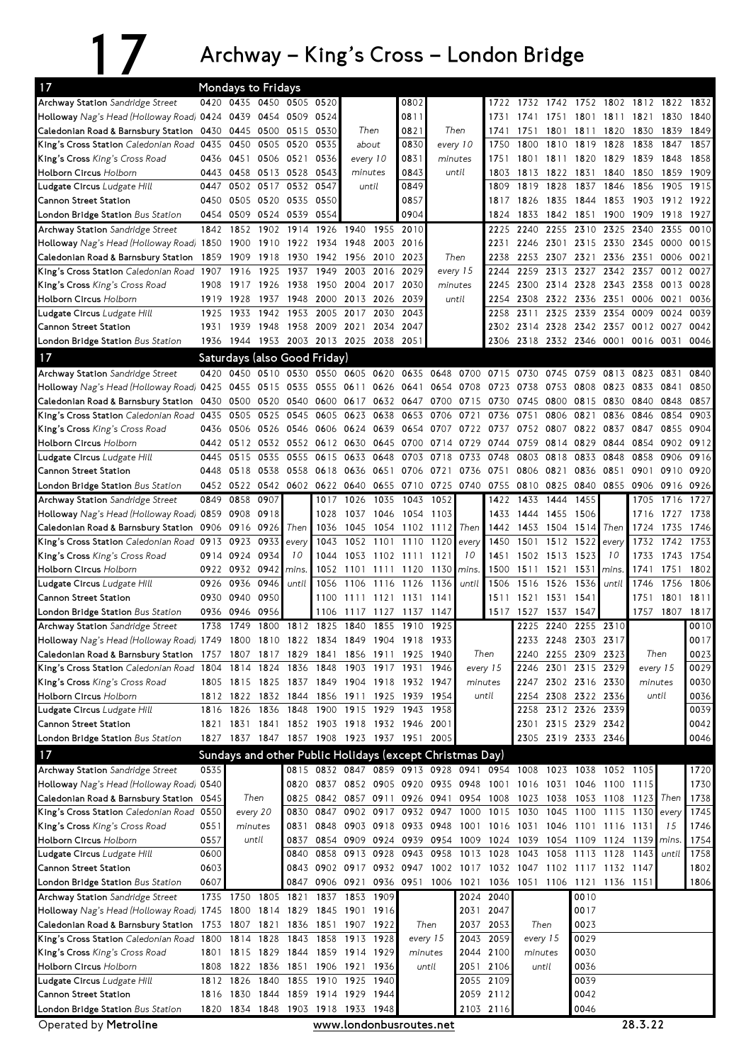# 17 Archway – King's Cross – London Bridge

## 17 Mondays to Fridays

| | | | | | | | | | | | | | | | | |
|---|---|---|---|---|---|---|---|---|---|---|---|---|---|---|---|---|
| **Archway Station** *Sandridge Street* | 0420 | 0435 | 0450 | 0505 | 0520 | | 0802 | | 1722 | 1732 | 1742 | 1752 | 1802 | 1812 | 1822 | 1832 |
| **Holloway** *Nag's Head (Holloway Road)* | 0424 | 0439 | 0454 | 0509 | 0524 | | 0811 | | 1731 | 1741 | 1751 | 1801 | 1811 | 1821 | 1830 | 1840 |
| **Caledonian Road & Barnsbury Station** | 0430 | 0445 | 0500 | 0515 | 0530 | *Then* | 0821 | *Then* | 1741 | 1751 | 1801 | 1811 | 1820 | 1830 | 1839 | 1849 |
| **King's Cross Station** *Caledonian Road* | 0435 | 0450 | 0505 | 0520 | 0535 | *about* | 0830 | *every 10* | 1750 | 1800 | 1810 | 1819 | 1828 | 1838 | 1847 | 1857 |
| **King's Cross** *King's Cross Road* | 0436 | 0451 | 0506 | 0521 | 0536 | *every 10* | 0831 | *minutes* | 1751 | 1801 | 1811 | 1820 | 1829 | 1839 | 1848 | 1858 |
| **Holborn Circus** *Holborn* | 0443 | 0458 | 0513 | 0528 | 0543 | *minutes* | 0843 | *until* | 1803 | 1813 | 1822 | 1831 | 1840 | 1850 | 1859 | 1909 |
| **Ludgate Circus** *Ludgate Hill* | 0447 | 0502 | 0517 | 0532 | 0547 | *until* | 0849 | | 1809 | 1819 | 1828 | 1837 | 1846 | 1856 | 1905 | 1915 |
| **Cannon Street Station** | 0450 | 0505 | 0520 | 0535 | 0550 | | 0857 | | 1817 | 1826 | 1835 | 1844 | 1853 | 1903 | 1912 | 1922 |
| **London Bridge Station** *Bus Station* | 0454 | 0509 | 0524 | 0539 | 0554 | | 0904 | | 1824 | 1833 | 1842 | 1851 | 1900 | 1909 | 1918 | 1927 |

| | | | | | | | | | | | | | | | | | |
|---|---|---|---|---|---|---|---|---|---|---|---|---|---|---|---|---|---|
| **Archway Station** *Sandridge Street* | 1842 | 1852 | 1902 | 1914 | 1926 | 1940 | 1955 | 2010 | | 2225 | 2240 | 2255 | 2310 | 2325 | 2340 | 2355 | 0010 |
| **Holloway** *Nag's Head (Holloway Road)* | 1850 | 1900 | 1910 | 1922 | 1934 | 1948 | 2003 | 2016 | | 2231 | 2246 | 2301 | 2315 | 2330 | 2345 | 0000 | 0015 |
| **Caledonian Road & Barnsbury Station** | 1859 | 1909 | 1918 | 1930 | 1942 | 1956 | 2010 | 2023 | *Then* | 2238 | 2253 | 2307 | 2321 | 2336 | 2351 | 0006 | 0021 |
| **King's Cross Station** *Caledonian Road* | 1907 | 1916 | 1925 | 1937 | 1949 | 2003 | 2016 | 2029 | *every 15* | 2244 | 2259 | 2313 | 2327 | 2342 | 2357 | 0012 | 0027 |
| **King's Cross** *King's Cross Road* | 1908 | 1917 | 1926 | 1938 | 1950 | 2004 | 2017 | 2030 | *minutes* | 2245 | 2300 | 2314 | 2328 | 2343 | 2358 | 0013 | 0028 |
| **Holborn Circus** *Holborn* | 1919 | 1928 | 1937 | 1948 | 2000 | 2013 | 2026 | 2039 | *until* | 2254 | 2308 | 2322 | 2336 | 2351 | 0006 | 0021 | 0036 |
| **Ludgate Circus** *Ludgate Hill* | 1925 | 1933 | 1942 | 1953 | 2005 | 2017 | 2030 | 2043 | | 2258 | 2311 | 2325 | 2339 | 2354 | 0009 | 0024 | 0039 |
| **Cannon Street Station** | 1931 | 1939 | 1948 | 1958 | 2009 | 2021 | 2034 | 2047 | | 2302 | 2314 | 2328 | 2342 | 2357 | 0012 | 0027 | 0042 |
| **London Bridge Station** *Bus Station* | 1936 | 1944 | 1953 | 2003 | 2013 | 2025 | 2038 | 2051 | | 2306 | 2318 | 2332 | 2346 | 0001 | 0016 | 0031 | 0046 |

## 17 Saturdays (also Good Friday)

| | | | | | | | | | | | | | | | | | | |
|---|---|---|---|---|---|---|---|---|---|---|---|---|---|---|---|---|---|---|
| **Archway Station** *Sandridge Street* | 0420 | 0450 | 0510 | 0530 | 0550 | 0605 | 0620 | 0635 | 0648 | 0700 | 0715 | 0730 | 0745 | 0759 | 0813 | 0823 | 0831 | 0840 |
| **Holloway** *Nag's Head (Holloway Road)* | 0425 | 0455 | 0515 | 0535 | 0555 | 0611 | 0626 | 0641 | 0654 | 0708 | 0723 | 0738 | 0753 | 0808 | 0823 | 0833 | 0841 | 0850 |
| **Caledonian Road & Barnsbury Station** | 0430 | 0500 | 0520 | 0540 | 0600 | 0617 | 0632 | 0647 | 0700 | 0715 | 0730 | 0745 | 0800 | 0815 | 0830 | 0840 | 0848 | 0857 |
| **King's Cross Station** *Caledonian Road* | 0435 | 0505 | 0525 | 0545 | 0605 | 0623 | 0638 | 0653 | 0706 | 0721 | 0736 | 0751 | 0806 | 0821 | 0836 | 0846 | 0854 | 0903 |
| **King's Cross** *King's Cross Road* | 0436 | 0506 | 0526 | 0546 | 0606 | 0624 | 0639 | 0654 | 0707 | 0722 | 0737 | 0752 | 0807 | 0822 | 0837 | 0847 | 0855 | 0904 |
| **Holborn Circus** *Holborn* | 0442 | 0512 | 0532 | 0552 | 0612 | 0630 | 0645 | 0700 | 0714 | 0729 | 0744 | 0759 | 0814 | 0829 | 0844 | 0854 | 0902 | 0912 |
| **Ludgate Circus** *Ludgate Hill* | 0445 | 0515 | 0535 | 0555 | 0615 | 0633 | 0648 | 0703 | 0718 | 0733 | 0748 | 0803 | 0818 | 0833 | 0848 | 0858 | 0906 | 0916 |
| **Cannon Street Station** | 0448 | 0518 | 0538 | 0558 | 0618 | 0636 | 0651 | 0706 | 0721 | 0736 | 0751 | 0806 | 0821 | 0836 | 0851 | 0901 | 0910 | 0920 |
| **London Bridge Station** *Bus Station* | 0452 | 0522 | 0542 | 0602 | 0622 | 0640 | 0655 | 0710 | 0725 | 0740 | 0755 | 0810 | 0825 | 0840 | 0855 | 0906 | 0916 | 0926 |

| | | | | | | | | | | | | | | | | | | |
|---|---|---|---|---|---|---|---|---|---|---|---|---|---|---|---|---|---|---|
| **Archway Station** *Sandridge Street* | 0849 | 0858 | 0907 | | 1017 | 1026 | 1035 | 1043 | 1052 | | 1422 | 1433 | 1444 | 1455 | | 1705 | 1716 | 1727 |
| **Holloway** *Nag's Head (Holloway Road)* | 0859 | 0908 | 0918 | | 1028 | 1037 | 1046 | 1054 | 1103 | | 1433 | 1444 | 1455 | 1506 | | 1716 | 1727 | 1738 |
| **Caledonian Road & Barnsbury Station** | 0906 | 0916 | 0926 | *Then* | 1036 | 1045 | 1054 | 1102 | 1112 | *Then* | 1442 | 1453 | 1504 | 1514 | *Then* | 1724 | 1735 | 1746 |
| **King's Cross Station** *Caledonian Road* | 0913 | 0923 | 0933 | *every* | 1043 | 1052 | 1101 | 1110 | 1120 | *every* | 1450 | 1501 | 1512 | 1522 | *every* | 1732 | 1742 | 1753 |
| **King's Cross** *King's Cross Road* | 0914 | 0924 | 0934 | *10* | 1044 | 1053 | 1102 | 1111 | 1121 | *10* | 1451 | 1502 | 1513 | 1523 | *10* | 1733 | 1743 | 1754 |
| **Holborn Circus** *Holborn* | 0922 | 0932 | 0942 | *mins.* | 1052 | 1101 | 1111 | 1120 | 1130 | *mins.* | 1500 | 1511 | 1521 | 1531 | *mins.* | 1741 | 1751 | 1802 |
| **Ludgate Circus** *Ludgate Hill* | 0926 | 0936 | 0946 | *until* | 1056 | 1106 | 1116 | 1126 | 1136 | *until* | 1506 | 1516 | 1526 | 1536 | *until* | 1746 | 1756 | 1806 |
| **Cannon Street Station** | 0930 | 0940 | 0950 | | 1100 | 1111 | 1121 | 1131 | 1141 | | 1511 | 1521 | 1531 | 1541 | | 1751 | 1801 | 1811 |
| **London Bridge Station** *Bus Station* | 0936 | 0946 | 0956 | | 1106 | 1117 | 1127 | 1137 | 1147 | | 1517 | 1527 | 1537 | 1547 | | 1757 | 1807 | 1817 |

| | | | | | | | | | | | | | | | | |
|---|---|---|---|---|---|---|---|---|---|---|---|---|---|---|---|---|
| **Archway Station** *Sandridge Street* | 1738 | 1749 | 1800 | 1812 | 1825 | 1840 | 1855 | 1910 | 1925 | | 2225 | 2240 | 2255 | 2310 | | 0010 |
| **Holloway** *Nag's Head (Holloway Road)* | 1749 | 1800 | 1810 | 1822 | 1834 | 1849 | 1904 | 1918 | 1933 | | 2233 | 2248 | 2303 | 2317 | | 0017 |
| **Caledonian Road & Barnsbury Station** | 1757 | 1807 | 1817 | 1829 | 1841 | 1856 | 1911 | 1925 | 1940 | *Then* | 2240 | 2255 | 2309 | 2323 | *Then* | 0023 |
| **King's Cross Station** *Caledonian Road* | 1804 | 1814 | 1824 | 1836 | 1848 | 1903 | 1917 | 1931 | 1946 | *every 15* | 2246 | 2301 | 2315 | 2329 | *every 15* | 0029 |
| **King's Cross** *King's Cross Road* | 1805 | 1815 | 1825 | 1837 | 1849 | 1904 | 1918 | 1932 | 1947 | *minutes* | 2247 | 2302 | 2316 | 2330 | *minutes* | 0030 |
| **Holborn Circus** *Holborn* | 1812 | 1822 | 1832 | 1844 | 1856 | 1911 | 1925 | 1939 | 1954 | *until* | 2254 | 2308 | 2322 | 2336 | *until* | 0036 |
| **Ludgate Circus** *Ludgate Hill* | 1816 | 1826 | 1836 | 1848 | 1900 | 1915 | 1929 | 1943 | 1958 | | 2258 | 2312 | 2326 | 2339 | | 0039 |
| **Cannon Street Station** | 1821 | 1831 | 1841 | 1852 | 1903 | 1918 | 1932 | 1946 | 2001 | | 2301 | 2315 | 2329 | 2342 | | 0042 |
| **London Bridge Station** *Bus Station* | 1827 | 1837 | 1847 | 1857 | 1908 | 1923 | 1937 | 1951 | 2005 | | 2305 | 2319 | 2333 | 2346 | | 0046 |

## 17 Sundays and other Public Holidays (except Christmas Day)

| | | | | | | | | | | | | | | | | | |
|---|---|---|---|---|---|---|---|---|---|---|---|---|---|---|---|---|---|
| **Archway Station** *Sandridge Street* | 0535 | | 0815 | 0832 | 0847 | 0859 | 0913 | 0928 | 0941 | 0954 | 1008 | 1023 | 1038 | 1052 | 1105 | | 1720 |
| **Holloway** *Nag's Head (Holloway Road)* | 0540 | | 0820 | 0837 | 0852 | 0905 | 0920 | 0935 | 0948 | 1001 | 1016 | 1031 | 1046 | 1100 | 1115 | | 1730 |
| **Caledonian Road & Barnsbury Station** | 0545 | *Then* | 0825 | 0842 | 0857 | 0911 | 0926 | 0941 | 0954 | 1008 | 1023 | 1038 | 1053 | 1108 | 1123 | *Then* | 1738 |
| **King's Cross Station** *Caledonian Road* | 0550 | *every 20* | 0830 | 0847 | 0902 | 0917 | 0932 | 0947 | 1000 | 1015 | 1030 | 1045 | 1100 | 1115 | 1130 | *every* | 1745 |
| **King's Cross** *King's Cross Road* | 0551 | *minutes* | 0831 | 0848 | 0903 | 0918 | 0933 | 0948 | 1001 | 1016 | 1031 | 1046 | 1101 | 1116 | 1131 | *15* | 1746 |
| **Holborn Circus** *Holborn* | 0557 | *until* | 0837 | 0854 | 0909 | 0924 | 0939 | 0954 | 1009 | 1024 | 1039 | 1054 | 1109 | 1124 | 1139 | *mins.* | 1754 |
| **Ludgate Circus** *Ludgate Hill* | 0600 | | 0840 | 0858 | 0913 | 0928 | 0943 | 0958 | 1013 | 1028 | 1043 | 1058 | 1113 | 1128 | 1143 | *until* | 1758 |
| **Cannon Street Station** | 0603 | | 0843 | 0902 | 0917 | 0932 | 0947 | 1002 | 1017 | 1032 | 1047 | 1102 | 1117 | 1132 | 1147 | | 1802 |
| **London Bridge Station** *Bus Station* | 0607 | | 0847 | 0906 | 0921 | 0936 | 0951 | 1006 | 1021 | 1036 | 1051 | 1106 | 1121 | 1136 | 1151 | | 1806 |

| | | | | | | | | | | | | |
|---|---|---|---|---|---|---|---|---|---|---|---|---|
| **Archway Station** *Sandridge Street* | 1735 | 1750 | 1805 | 1821 | 1837 | 1853 | 1909 | | 2024 | 2040 | | 0010 |
| **Holloway** *Nag's Head (Holloway Road)* | 1745 | 1800 | 1814 | 1829 | 1845 | 1901 | 1916 | | 2031 | 2047 | | 0017 |
| **Caledonian Road & Barnsbury Station** | 1753 | 1807 | 1821 | 1836 | 1851 | 1907 | 1922 | *Then* | 2037 | 2053 | *Then* | 0023 |
| **King's Cross Station** *Caledonian Road* | 1800 | 1814 | 1828 | 1843 | 1858 | 1913 | 1928 | *every 15* | 2043 | 2059 | *every 15* | 0029 |
| **King's Cross** *King's Cross Road* | 1801 | 1815 | 1829 | 1844 | 1859 | 1914 | 1929 | *minutes* | 2044 | 2100 | *minutes* | 0030 |
| **Holborn Circus** *Holborn* | 1808 | 1822 | 1836 | 1851 | 1906 | 1921 | 1936 | *until* | 2051 | 2106 | *until* | 0036 |
| **Ludgate Circus** *Ludgate Hill* | 1812 | 1826 | 1840 | 1855 | 1910 | 1925 | 1940 | | 2055 | 2109 | | 0039 |
| **Cannon Street Station** | 1816 | 1830 | 1844 | 1859 | 1914 | 1929 | 1944 | | 2059 | 2112 | | 0042 |
| **London Bridge Station** *Bus Station* | 1820 | 1834 | 1848 | 1903 | 1918 | 1933 | 1948 | | 2103 | 2116 | | 0046 |

Operated by **Metroline** www.londonbusroutes.net 28.3.22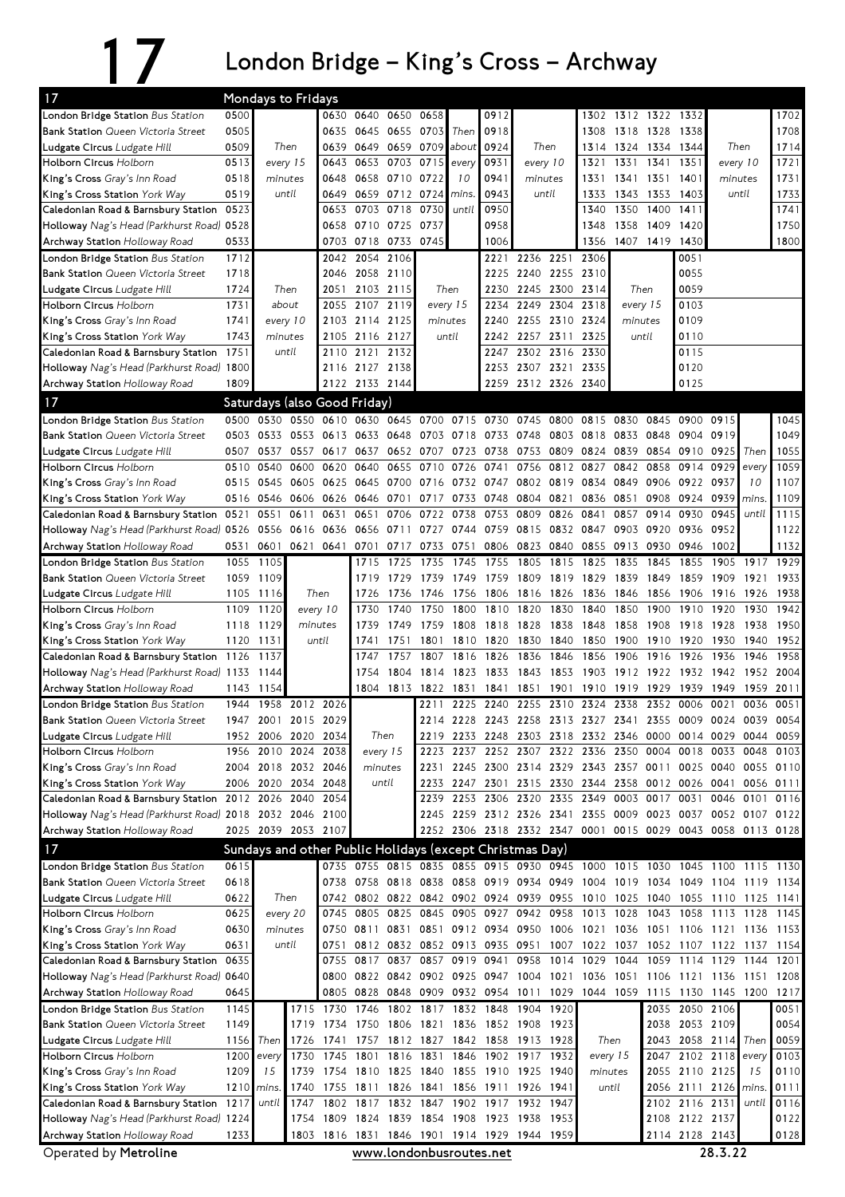# 17 London Bridge – King's Cross – Archway

## 17 Mondays to Fridays

| | | | | | | | | | | | | | | | |
|---|---|---|---|---|---|---|---|---|---|---|---|---|---|---|---|
| **London Bridge Station** *Bus Station* | 0500 | Then every 15 minutes until | 0630 | 0640 | 0650 | 0658 | Then about every 10 mins. until | 0912 | Then every 10 minutes until | 1302 | 1312 | 1322 | 1332 | Then every 10 minutes until | 1702 |
| **Bank Station** *Queen Victoria Street* | 0505 | | 0635 | 0645 | 0655 | 0703 | | 0918 | | 1308 | 1318 | 1328 | 1338 | | 1708 |
| **Ludgate Circus** *Ludgate Hill* | 0509 | | 0639 | 0649 | 0659 | 0709 | | 0924 | | 1314 | 1324 | 1334 | 1344 | | 1714 |
| **Holborn Circus** *Holborn* | 0513 | | 0643 | 0653 | 0703 | 0715 | | 0931 | | 1321 | 1331 | 1341 | 1351 | | 1721 |
| **King's Cross** *Gray's Inn Road* | 0518 | | 0648 | 0658 | 0710 | 0722 | | 0941 | | 1331 | 1341 | 1351 | 1401 | | 1731 |
| **King's Cross Station** *York Way* | 0519 | | 0649 | 0659 | 0712 | 0724 | | 0943 | | 1333 | 1343 | 1353 | 1403 | | 1733 |
| **Caledonian Road & Barnsbury Station** | 0523 | | 0653 | 0703 | 0718 | 0730 | | 0950 | | 1340 | 1350 | 1400 | 1411 | | 1741 |
| **Holloway** *Nag's Head (Parkhurst Road)* | 0528 | | 0658 | 0710 | 0725 | 0737 | | 0958 | | 1348 | 1358 | 1409 | 1420 | | 1750 |
| **Archway Station** *Holloway Road* | 0533 | | 0703 | 0718 | 0733 | 0745 | | 1006 | | 1356 | 1407 | 1419 | 1430 | | 1800 |

| | | | | | | | | | | | | |
|---|---|---|---|---|---|---|---|---|---|---|---|---|
| **London Bridge Station** *Bus Station* | 1712 | Then about every 10 minutes until | 2042 | 2054 | 2106 | Then every 15 minutes until | 2221 | 2236 | 2251 | 2306 | Then every 15 minutes until | 0051 |
| **Bank Station** *Queen Victoria Street* | 1718 | | 2046 | 2058 | 2110 | | 2225 | 2240 | 2255 | 2310 | | 0055 |
| **Ludgate Circus** *Ludgate Hill* | 1724 | | 2051 | 2103 | 2115 | | 2230 | 2245 | 2300 | 2314 | | 0059 |
| **Holborn Circus** *Holborn* | 1731 | | 2055 | 2107 | 2119 | | 2234 | 2249 | 2304 | 2318 | | 0103 |
| **King's Cross** *Gray's Inn Road* | 1741 | | 2103 | 2114 | 2125 | | 2240 | 2255 | 2310 | 2324 | | 0109 |
| **King's Cross Station** *York Way* | 1743 | | 2105 | 2116 | 2127 | | 2242 | 2257 | 2311 | 2325 | | 0110 |
| **Caledonian Road & Barnsbury Station** | 1751 | | 2110 | 2121 | 2132 | | 2247 | 2302 | 2316 | 2330 | | 0115 |
| **Holloway** *Nag's Head (Parkhurst Road)* | 1800 | | 2116 | 2127 | 2138 | | 2253 | 2307 | 2321 | 2335 | | 0120 |
| **Archway Station** *Holloway Road* | 1809 | | 2122 | 2133 | 2144 | | 2259 | 2312 | 2326 | 2340 | | 0125 |

## 17 Saturdays (also Good Friday)

| | | | | | | | | | | | | | | | | | | |
|---|---|---|---|---|---|---|---|---|---|---|---|---|---|---|---|---|---|---|
| **London Bridge Station** *Bus Station* | 0500 | 0530 | 0550 | 0610 | 0630 | 0645 | 0700 | 0715 | 0730 | 0745 | 0800 | 0815 | 0830 | 0845 | 0900 | 0915 | Then every 10 mins. until | 1045 |
| **Bank Station** *Queen Victoria Street* | 0503 | 0533 | 0553 | 0613 | 0633 | 0648 | 0703 | 0718 | 0733 | 0748 | 0803 | 0818 | 0833 | 0848 | 0904 | 0919 | | 1049 |
| **Ludgate Circus** *Ludgate Hill* | 0507 | 0537 | 0557 | 0617 | 0637 | 0652 | 0707 | 0723 | 0738 | 0753 | 0809 | 0824 | 0839 | 0854 | 0910 | 0925 | | 1055 |
| **Holborn Circus** *Holborn* | 0510 | 0540 | 0600 | 0620 | 0640 | 0655 | 0710 | 0726 | 0741 | 0756 | 0812 | 0827 | 0842 | 0858 | 0914 | 0929 | | 1059 |
| **King's Cross** *Gray's Inn Road* | 0515 | 0545 | 0605 | 0625 | 0645 | 0700 | 0716 | 0732 | 0747 | 0802 | 0819 | 0834 | 0849 | 0906 | 0922 | 0937 | | 1107 |
| **King's Cross Station** *York Way* | 0516 | 0546 | 0606 | 0626 | 0646 | 0701 | 0717 | 0733 | 0748 | 0804 | 0821 | 0836 | 0851 | 0908 | 0924 | 0939 | | 1109 |
| **Caledonian Road & Barnsbury Station** | 0521 | 0551 | 0611 | 0631 | 0651 | 0706 | 0722 | 0738 | 0753 | 0809 | 0826 | 0841 | 0857 | 0914 | 0930 | 0945 | | 1115 |
| **Holloway** *Nag's Head (Parkhurst Road)* | 0526 | 0556 | 0616 | 0636 | 0656 | 0711 | 0727 | 0744 | 0759 | 0815 | 0832 | 0847 | 0903 | 0920 | 0936 | 0952 | | 1122 |
| **Archway Station** *Holloway Road* | 0531 | 0601 | 0621 | 0641 | 0701 | 0717 | 0733 | 0751 | 0806 | 0823 | 0840 | 0855 | 0913 | 0930 | 0946 | 1002 | | 1132 |

| | | | | | | | | | | | | | | | | | |
|---|---|---|---|---|---|---|---|---|---|---|---|---|---|---|---|---|---|
| **London Bridge Station** *Bus Station* | 1055 | 1105 | Then every 10 minutes until | 1715 | 1725 | 1735 | 1745 | 1755 | 1805 | 1815 | 1825 | 1835 | 1845 | 1855 | 1905 | 1917 | 1929 |
| **Bank Station** *Queen Victoria Street* | 1059 | 1109 | | 1719 | 1729 | 1739 | 1749 | 1759 | 1809 | 1819 | 1829 | 1839 | 1849 | 1859 | 1909 | 1921 | 1933 |
| **Ludgate Circus** *Ludgate Hill* | 1105 | 1116 | | 1726 | 1736 | 1746 | 1756 | 1806 | 1816 | 1826 | 1836 | 1846 | 1856 | 1906 | 1916 | 1926 | 1938 |
| **Holborn Circus** *Holborn* | 1109 | 1120 | | 1730 | 1740 | 1750 | 1800 | 1810 | 1820 | 1830 | 1840 | 1850 | 1900 | 1910 | 1920 | 1930 | 1942 |
| **King's Cross** *Gray's Inn Road* | 1118 | 1129 | | 1739 | 1749 | 1759 | 1808 | 1818 | 1828 | 1838 | 1848 | 1858 | 1908 | 1918 | 1928 | 1938 | 1950 |
| **King's Cross Station** *York Way* | 1120 | 1131 | | 1741 | 1751 | 1801 | 1810 | 1820 | 1830 | 1840 | 1850 | 1900 | 1910 | 1920 | 1930 | 1940 | 1952 |
| **Caledonian Road & Barnsbury Station** | 1126 | 1137 | | 1747 | 1757 | 1807 | 1816 | 1826 | 1836 | 1846 | 1856 | 1906 | 1916 | 1926 | 1936 | 1946 | 1958 |
| **Holloway** *Nag's Head (Parkhurst Road)* | 1133 | 1144 | | 1754 | 1804 | 1814 | 1823 | 1833 | 1843 | 1853 | 1903 | 1912 | 1922 | 1932 | 1942 | 1952 | 2004 |
| **Archway Station** *Holloway Road* | 1143 | 1154 | | 1804 | 1813 | 1822 | 1831 | 1841 | 1851 | 1901 | 1910 | 1919 | 1929 | 1939 | 1949 | 1959 | 2011 |

| | | | | | | | | | | | | | | | | | |
|---|---|---|---|---|---|---|---|---|---|---|---|---|---|---|---|---|---|
| **London Bridge Station** *Bus Station* | 1944 | 1958 | 2012 | 2026 | Then every 15 minutes until | 2211 | 2225 | 2240 | 2255 | 2310 | 2324 | 2338 | 2352 | 0006 | 0021 | 0036 | 0051 |
| **Bank Station** *Queen Victoria Street* | 1947 | 2001 | 2015 | 2029 | | 2214 | 2228 | 2243 | 2258 | 2313 | 2327 | 2341 | 2355 | 0009 | 0024 | 0039 | 0054 |
| **Ludgate Circus** *Ludgate Hill* | 1952 | 2006 | 2020 | 2034 | | 2219 | 2233 | 2248 | 2303 | 2318 | 2332 | 2346 | 0000 | 0014 | 0029 | 0044 | 0059 |
| **Holborn Circus** *Holborn* | 1956 | 2010 | 2024 | 2038 | | 2223 | 2237 | 2252 | 2307 | 2322 | 2336 | 2350 | 0004 | 0018 | 0033 | 0048 | 0103 |
| **King's Cross** *Gray's Inn Road* | 2004 | 2018 | 2032 | 2046 | | 2231 | 2245 | 2300 | 2314 | 2329 | 2343 | 2357 | 0011 | 0025 | 0040 | 0055 | 0110 |
| **King's Cross Station** *York Way* | 2006 | 2020 | 2034 | 2048 | | 2233 | 2247 | 2301 | 2315 | 2330 | 2344 | 2358 | 0012 | 0026 | 0041 | 0056 | 0111 |
| **Caledonian Road & Barnsbury Station** | 2012 | 2026 | 2040 | 2054 | | 2239 | 2253 | 2306 | 2320 | 2335 | 2349 | 0003 | 0017 | 0031 | 0046 | 0101 | 0116 |
| **Holloway** *Nag's Head (Parkhurst Road)* | 2018 | 2032 | 2046 | 2100 | | 2245 | 2259 | 2312 | 2326 | 2341 | 2355 | 0009 | 0023 | 0037 | 0052 | 0107 | 0122 |
| **Archway Station** *Holloway Road* | 2025 | 2039 | 2053 | 2107 | | 2252 | 2306 | 2318 | 2332 | 2347 | 0001 | 0015 | 0029 | 0043 | 0058 | 0113 | 0128 |

## 17 Sundays and other Public Holidays (except Christmas Day)

| | | | | | | | | | | | | | | | | | |
|---|---|---|---|---|---|---|---|---|---|---|---|---|---|---|---|---|---|
| **London Bridge Station** *Bus Station* | 0615 | Then every 20 minutes until | 0735 | 0755 | 0815 | 0835 | 0855 | 0915 | 0930 | 0945 | 1000 | 1015 | 1030 | 1045 | 1100 | 1115 | 1130 |
| **Bank Station** *Queen Victoria Street* | 0618 | | 0738 | 0758 | 0818 | 0838 | 0858 | 0919 | 0934 | 0949 | 1004 | 1019 | 1034 | 1049 | 1104 | 1119 | 1134 |
| **Ludgate Circus** *Ludgate Hill* | 0622 | | 0742 | 0802 | 0822 | 0842 | 0902 | 0924 | 0939 | 0955 | 1010 | 1025 | 1040 | 1055 | 1110 | 1125 | 1141 |
| **Holborn Circus** *Holborn* | 0625 | | 0745 | 0805 | 0825 | 0845 | 0905 | 0927 | 0942 | 0958 | 1013 | 1028 | 1043 | 1058 | 1113 | 1128 | 1145 |
| **King's Cross** *Gray's Inn Road* | 0630 | | 0750 | 0811 | 0831 | 0851 | 0912 | 0934 | 0950 | 1006 | 1021 | 1036 | 1051 | 1106 | 1121 | 1136 | 1153 |
| **King's Cross Station** *York Way* | 0631 | | 0751 | 0812 | 0832 | 0852 | 0913 | 0935 | 0951 | 1007 | 1022 | 1037 | 1052 | 1107 | 1122 | 1137 | 1154 |
| **Caledonian Road & Barnsbury Station** | 0635 | | 0755 | 0817 | 0837 | 0857 | 0919 | 0941 | 0958 | 1014 | 1029 | 1044 | 1059 | 1114 | 1129 | 1144 | 1201 |
| **Holloway** *Nag's Head (Parkhurst Road)* | 0640 | | 0800 | 0822 | 0842 | 0902 | 0925 | 0947 | 1004 | 1021 | 1036 | 1051 | 1106 | 1121 | 1136 | 1151 | 1208 |
| **Archway Station** *Holloway Road* | 0645 | | 0805 | 0828 | 0848 | 0909 | 0932 | 0954 | 1011 | 1029 | 1044 | 1059 | 1115 | 1130 | 1145 | 1200 | 1217 |

| | | | | | | | | | | | | | | | | | |
|---|---|---|---|---|---|---|---|---|---|---|---|---|---|---|---|---|---|
| **London Bridge Station** *Bus Station* | 1145 | Then every 15 mins. until | 1715 | 1730 | 1746 | 1802 | 1817 | 1832 | 1848 | 1904 | 1920 | Then every 15 minutes until | 2035 | 2050 | 2106 | Then every 15 mins. until | 0051 |
| **Bank Station** *Queen Victoria Street* | 1149 | | 1719 | 1734 | 1750 | 1806 | 1821 | 1836 | 1852 | 1908 | 1923 | | 2038 | 2053 | 2109 | | 0054 |
| **Ludgate Circus** *Ludgate Hill* | 1156 | | 1726 | 1741 | 1757 | 1812 | 1827 | 1842 | 1858 | 1913 | 1928 | | 2043 | 2058 | 2114 | | 0059 |
| **Holborn Circus** *Holborn* | 1200 | | 1730 | 1745 | 1801 | 1816 | 1831 | 1846 | 1902 | 1917 | 1932 | | 2047 | 2102 | 2118 | | 0103 |
| **King's Cross** *Gray's Inn Road* | 1209 | | 1739 | 1754 | 1810 | 1825 | 1840 | 1855 | 1910 | 1925 | 1940 | | 2055 | 2110 | 2125 | | 0110 |
| **King's Cross Station** *York Way* | 1210 | | 1740 | 1755 | 1811 | 1826 | 1841 | 1856 | 1911 | 1926 | 1941 | | 2056 | 2111 | 2126 | | 0111 |
| **Caledonian Road & Barnsbury Station** | 1217 | | 1747 | 1802 | 1817 | 1832 | 1847 | 1902 | 1917 | 1932 | 1947 | | 2102 | 2116 | 2131 | | 0116 |
| **Holloway** *Nag's Head (Parkhurst Road)* | 1224 | | 1754 | 1809 | 1824 | 1839 | 1854 | 1908 | 1923 | 1938 | 1953 | | 2108 | 2122 | 2137 | | 0122 |
| **Archway Station** *Holloway Road* | 1233 | | 1803 | 1816 | 1831 | 1846 | 1901 | 1914 | 1929 | 1944 | 1959 | | 2114 | 2128 | 2143 | | 0128 |

Operated by **Metroline** www.londonbusroutes.net 28.3.22